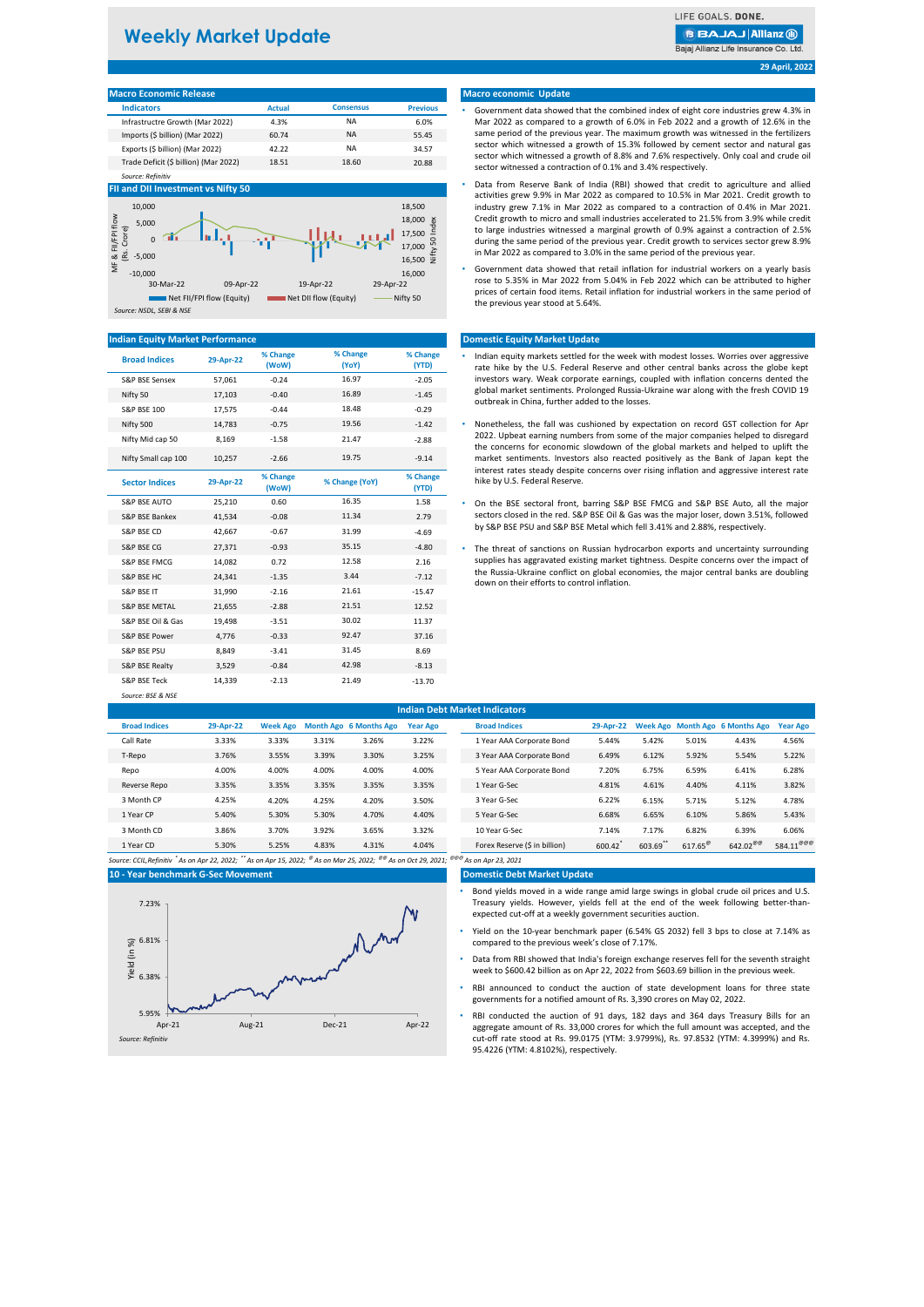# Weekly Market Update

**29 April, 2022**

## Macro Economic Release

| Indicators | Actual | Consensus | Previous |
|---|---|---|---|
| Infrastructure Growth (Mar 2022) | 4.3% | NA | 6.0% |
| Imports ($ billion) (Mar 2022) | 60.74 | NA | 55.45 |
| Exports ($ billion) (Mar 2022) | 42.22 | NA | 34.57 |
| Trade Deficit ($ billion) (Mar 2022) | 18.51 | 18.60 | 20.88 |

*Source: Refinitiv*

## FII and DII Investment vs Nifty 50

Net FII/FPI flow (Equity) | Net DII flow (Equity) | Nifty 50

*Source: NSDL, SEBI & NSE*

## Macro economic Update

- Government data showed that the combined index of eight core industries grew 4.3% in Mar 2022 as compared to a growth of 6.0% in Feb 2022 and a growth of 12.6% in the same period of the previous year. The maximum growth was witnessed in the fertilizers sector which witnessed a growth of 15.3% followed by cement sector and natural gas sector which witnessed a growth of 8.8% and 7.6% respectively. Only coal and crude oil sector witnessed a contraction of 0.1% and 3.4% respectively.
- Data from Reserve Bank of India (RBI) showed that credit to agriculture and allied activities grew 9.9% in Mar 2022 as compared to 10.5% in Mar 2021. Credit growth to industry grew 7.1% in Mar 2022 as compared to a contraction of 0.4% in Mar 2021. Credit growth to micro and small industries accelerated to 21.5% from 3.9% while credit to large industries witnessed a marginal growth of 0.9% against a contraction of 2.5% during the same period of the previous year. Credit growth to services sector grew 8.9% in Mar 2022 as compared to 3.0% in the same period of the previous year.
- Government data showed that retail inflation for industrial workers on a yearly basis rose to 5.35% in Mar 2022 from 5.04% in Feb 2022 which can be attributed to higher prices of certain food items. Retail inflation for industrial workers in the same period of the previous year stood at 5.64%.

## Indian Equity Market Performance

| Broad Indices | 29-Apr-22 | % Change (WoW) | % Change (YoY) | % Change (YTD) |
|---|---|---|---|---|
| S&P BSE Sensex | 57,061 | -0.24 | 16.97 | -2.05 |
| Nifty 50 | 17,103 | -0.40 | 16.89 | -1.45 |
| S&P BSE 100 | 17,575 | -0.44 | 18.48 | -0.29 |
| Nifty 500 | 14,783 | -0.75 | 19.56 | -1.42 |
| Nifty Mid cap 50 | 8,169 | -1.58 | 21.47 | -2.88 |
| Nifty Small cap 100 | 10,257 | -2.66 | 19.75 | -9.14 |
| **Sector Indices** | **29-Apr-22** | **% Change (WoW)** | **% Change (YoY)** | **% Change (YTD)** |
| S&P BSE AUTO | 25,210 | 0.60 | 16.35 | 1.58 |
| S&P BSE Bankex | 41,534 | -0.08 | 11.34 | 2.79 |
| S&P BSE CD | 42,667 | -0.67 | 31.99 | -4.69 |
| S&P BSE CG | 27,371 | -0.93 | 35.15 | -4.80 |
| S&P BSE FMCG | 14,082 | 0.72 | 12.58 | 2.16 |
| S&P BSE HC | 24,341 | -1.35 | 3.44 | -7.12 |
| S&P BSE IT | 31,990 | -2.16 | 21.61 | -15.47 |
| S&P BSE METAL | 21,655 | -2.88 | 21.51 | 12.52 |
| S&P BSE Oil & Gas | 19,498 | -3.51 | 30.02 | 11.37 |
| S&P BSE Power | 4,776 | -0.33 | 92.47 | 37.16 |
| S&P BSE PSU | 8,849 | -3.41 | 31.45 | 8.69 |
| S&P BSE Realty | 3,529 | -0.84 | 42.98 | -8.13 |
| S&P BSE Teck | 14,339 | -2.13 | 21.49 | -13.70 |

*Source: BSE & NSE*

## Domestic Equity Market Update

- Indian equity markets settled for the week with modest losses. Worries over aggressive rate hike by the U.S. Federal Reserve and other central banks across the globe kept investors wary. Weak corporate earnings, coupled with inflation concerns dented the global market sentiments. Prolonged Russia-Ukraine war along with the fresh COVID 19 outbreak in China, further added to the losses.
- Nonetheless, the fall was cushioned by expectation on record GST collection for Apr 2022. Upbeat earning numbers from some of the major companies helped to disregard the concerns for economic slowdown of the global markets and helped to uplift the market sentiments. Investors also reacted positively as the Bank of Japan kept the interest rates steady despite concerns over rising inflation and aggressive interest rate hike by U.S. Federal Reserve.
- On the BSE sectoral front, barring S&P BSE FMCG and S&P BSE Auto, all the major sectors closed in the red. S&P BSE Oil & Gas was the major loser, down 3.51%, followed by S&P BSE PSU and S&P BSE Metal which fell 3.41% and 2.88%, respectively.
- The threat of sanctions on Russian hydrocarbon exports and uncertainty surrounding supplies has aggravated existing market tightness. Despite concerns over the impact of the Russia-Ukraine conflict on global economies, the major central banks are doubling down on their efforts to control inflation.

## Indian Debt Market Indicators

| Broad Indices | 29-Apr-22 | Week Ago | Month Ago | 6 Months Ago | Year Ago |
|---|---|---|---|---|---|
| Call Rate | 3.33% | 3.33% | 3.31% | 3.26% | 3.22% |
| T-Repo | 3.76% | 3.55% | 3.39% | 3.30% | 3.25% |
| Repo | 4.00% | 4.00% | 4.00% | 4.00% | 4.00% |
| Reverse Repo | 3.35% | 3.35% | 3.35% | 3.35% | 3.35% |
| 3 Month CP | 4.25% | 4.20% | 4.25% | 4.20% | 3.50% |
| 1 Year CP | 5.40% | 5.30% | 5.30% | 4.70% | 4.40% |
| 3 Month CD | 3.86% | 3.70% | 3.92% | 3.65% | 3.32% |
| 1 Year CD | 5.30% | 5.25% | 4.83% | 4.31% | 4.04% |

| Broad Indices | 29-Apr-22 | Week Ago | Month Ago | 6 Months Ago | Year Ago |
|---|---|---|---|---|---|
| 1 Year AAA Corporate Bond | 5.44% | 5.42% | 5.01% | 4.43% | 4.56% |
| 3 Year AAA Corporate Bond | 6.49% | 6.12% | 5.92% | 5.54% | 5.22% |
| 5 Year AAA Corporate Bond | 7.20% | 6.75% | 6.59% | 6.41% | 6.28% |
| 1 Year G-Sec | 4.81% | 4.61% | 4.40% | 4.11% | 3.82% |
| 3 Year G-Sec | 6.22% | 6.15% | 5.71% | 5.12% | 4.78% |
| 5 Year G-Sec | 6.68% | 6.65% | 6.10% | 5.86% | 5.43% |
| 10 Year G-Sec | 7.14% | 7.17% | 6.82% | 6.39% | 6.06% |
| Forex Reserve ($ in billion) | 600.42* | 603.69** | 617.65@ | 642.02@@ | 584.11@@@ |

*Source: CCIL,Refinitiv \* As on Apr 22, 2022; \*\* As on Apr 15, 2022; @ As on Mar 25, 2022; @@ As on Oct 29, 2021; @@@ As on Apr 23, 2021*

## 10 - Year benchmark G-Sec Movement

*Source: Refinitiv*

## Domestic Debt Market Update

- Bond yields moved in a wide range amid large swings in global crude oil prices and U.S. Treasury yields. However, yields fell at the end of the week following better-than-expected cut-off at a weekly government securities auction.
- Yield on the 10-year benchmark paper (6.54% GS 2032) fell 3 bps to close at 7.14% as compared to the previous week's close of 7.17%.
- Data from RBI showed that India's foreign exchange reserves fell for the seventh straight week to $600.42 billion as on Apr 22, 2022 from $603.69 billion in the previous week.
- RBI announced to conduct the auction of state development loans for three state governments for a notified amount of Rs. 3,390 crores on May 02, 2022.
- RBI conducted the auction of 91 days, 182 days and 364 days Treasury Bills for an aggregate amount of Rs. 33,000 crores for which the full amount was accepted, and the cut-off rate stood at Rs. 99.0175 (YTM: 3.9799%), Rs. 97.8532 (YTM: 4.3999%) and Rs. 95.4226 (YTM: 4.8102%), respectively.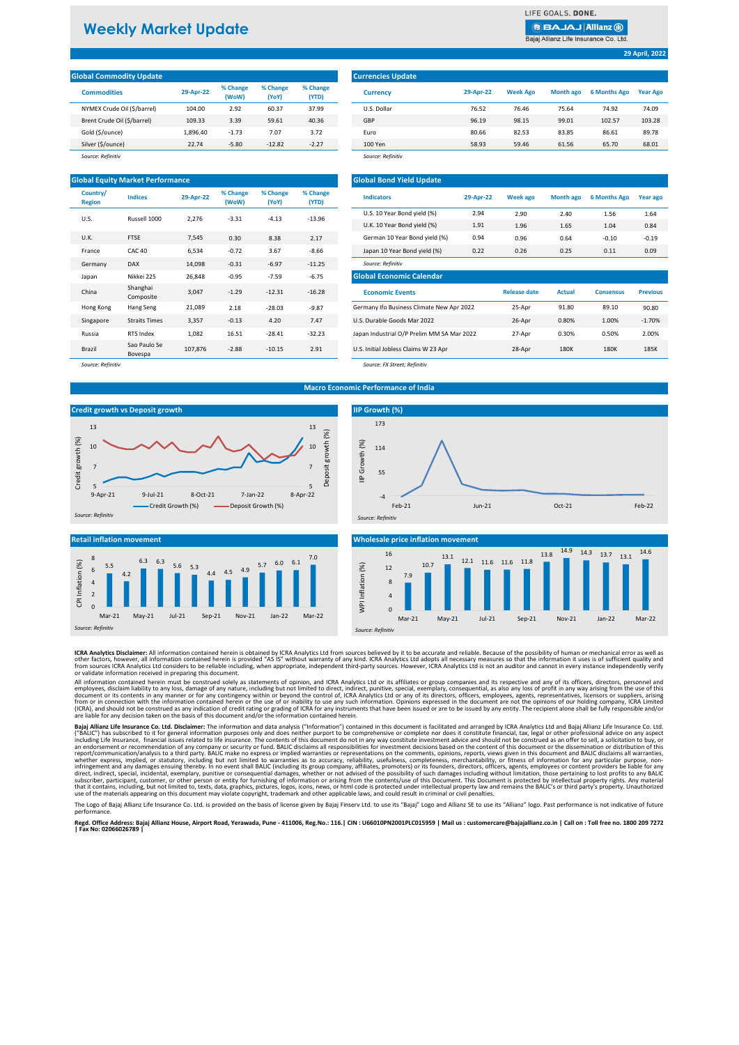# Weekly Market Update

LIFE GOALS. DONE.
BAJAJ Allianz
Bajaj Allianz Life Insurance Co. Ltd.

**29 April, 2022**

## Global Commodity Update

| Commodities | 29-Apr-22 | % Change (WoW) | % Change (YoY) | % Change (YTD) |
|---|---|---|---|---|
| NYMEX Crude Oil ($/barrel) | 104.00 | 2.92 | 60.37 | 37.99 |
| Brent Crude Oil ($/barrel) | 109.33 | 3.39 | 59.61 | 40.36 |
| Gold ($/ounce) | 1,896.40 | -1.73 | 7.07 | 3.72 |
| Silver ($/ounce) | 22.74 | -5.80 | -12.82 | -2.27 |

*Source: Refinitiv*

## Currencies Update

| Currency | 29-Apr-22 | Week Ago | Month ago | 6 Months Ago | Year Ago |
|---|---|---|---|---|---|
| U.S. Dollar | 76.52 | 76.46 | 75.64 | 74.92 | 74.09 |
| GBP | 96.19 | 98.15 | 99.01 | 102.57 | 103.28 |
| Euro | 80.66 | 82.53 | 83.85 | 86.61 | 89.78 |
| 100 Yen | 58.93 | 59.46 | 61.56 | 65.70 | 68.01 |

*Source: Refinitiv*

## Global Equity Market Performance

| Country/ Region | Indices | 29-Apr-22 | % Change (WoW) | % Change (YoY) | % Change (YTD) |
|---|---|---|---|---|---|
| U.S. | Russell 1000 | 2,276 | -3.31 | -4.13 | -13.96 |
| U.K. | FTSE | 7,545 | 0.30 | 8.38 | 2.17 |
| France | CAC 40 | 6,534 | -0.72 | 3.67 | -8.66 |
| Germany | DAX | 14,098 | -0.31 | -6.97 | -11.25 |
| Japan | Nikkei 225 | 26,848 | -0.95 | -7.59 | -6.75 |
| China | Shanghai Composite | 3,047 | -1.29 | -12.31 | -16.28 |
| Hong Kong | Hang Seng | 21,089 | 2.18 | -28.03 | -9.87 |
| Singapore | Straits Times | 3,357 | -0.13 | 4.20 | 7.47 |
| Russia | RTS Index | 1,082 | 16.51 | -28.41 | -32.23 |
| Brazil | Sao Paulo Se Bovespa | 107,876 | -2.88 | -10.15 | 2.91 |

*Source: Refinitiv*

## Global Bond Yield Update

| Indicators | 29-Apr-22 | Week ago | Month ago | 6 Months Ago | Year ago |
|---|---|---|---|---|---|
| U.S. 10 Year Bond yield (%) | 2.94 | 2.90 | 2.40 | 1.56 | 1.64 |
| U.K. 10 Year Bond yield (%) | 1.91 | 1.96 | 1.65 | 1.04 | 0.84 |
| German 10 Year Bond yield (%) | 0.94 | 0.96 | 0.64 | -0.10 | -0.19 |
| Japan 10 Year Bond yield (%) | 0.22 | 0.26 | 0.25 | 0.11 | 0.09 |

*Source: Refinitiv*

## Global Economic Calendar

| Economic Events | Release date | Actual | Consensus | Previous |
|---|---|---|---|---|
| Germany Ifo Business Climate New Apr 2022 | 25-Apr | 91.80 | 89.10 | 90.80 |
| U.S. Durable Goods Mar 2022 | 26-Apr | 0.80% | 1.00% | -1.70% |
| Japan Industrial O/P Prelim MM SA Mar 2022 | 27-Apr | 0.30% | 0.50% | 2.00% |
| U.S. Initial Jobless Claims W 23 Apr | 28-Apr | 180K | 180K | 185K |

*Source: FX Street; Refinitiv*

## Macro Economic Performance of India

### Credit growth vs Deposit growth

Credit growth (%)
Deposit growth (%)
13, 10, 7, 5
9-Apr-21, 9-Jul-21, 8-Oct-21, 7-Jan-22, 8-Apr-22
Credit Growth (%) — Deposit Growth (%)

*Source: Refinitiv*

### IIP Growth (%)

IIP Growth (%)
173, 114, 55, -4
Feb-21, Jun-21, Oct-21, Feb-22

*Source: Refinitiv*

### Retail inflation movement

CPI Inflation (%)
8, 6, 4, 2, 0
5.5, 4.2, 6.3, 6.3, 5.6, 5.3, 4.4, 4.5, 4.9, 5.7, 6.0, 6.1, 7.0
Mar-21, May-21, Jul-21, Sep-21, Nov-21, Jan-22, Mar-22

*Source: Refinitiv*

### Wholesale price inflation movement

WPI Inflation (%)
16, 12, 8, 4, 0
7.9, 10.7, 13.1, 12.1, 11.6, 11.6, 11.8, 13.8, 14.9, 14.3, 13.7, 13.1, 14.6
Mar-21, May-21, Jul-21, Sep-21, Nov-21, Jan-22, Mar-22

*Source: Refinitiv*

**ICRA Analytics Disclaimer:** All information contained herein is obtained by ICRA Analytics Ltd from sources believed by it to be accurate and reliable. Because of the possibility of human or mechanical error as well as other factors, however, all information contained herein is provided "AS IS" without warranty of any kind. ICRA Analytics Ltd adopts all necessary measures so that the information it uses is of sufficient quality and from sources ICRA Analytics Ltd considers to be reliable including, when appropriate, independent third-party sources. However, ICRA Analytics Ltd is not an auditor and cannot in every instance independently verify or validate information received in preparing this document.

All information contained herein must be construed solely as statements of opinion, and ICRA Analytics Ltd or its affiliates or group companies and its respective and any of its officers, directors, personnel and employees, disclaim liability to any loss, damage of any nature, including but not limited to direct, indirect, punitive, special, exemplary, consequential, as also any loss of profit in any way arising from the use of this document or its contents in any manner or for any contingency within or beyond the control of, ICRA Analytics Ltd or any of its directors, officers, employees, agents, representatives, licensors or suppliers, arising from or in connection with the information contained herein or the use of or inability to use any such information. Opinions expressed in the document are not the opinions of our holding company, ICRA Limited (ICRA), and should not be construed as any indication of credit rating or grading of ICRA for any instruments that have been issued or are to be issued by any entity. The recipient alone shall be fully responsible and/or are liable for any decision taken on the basis of this document and/or the information contained herein.

**Bajaj Allianz Life Insurance Co. Ltd. Disclaimer:** The information and data analysis ("Information") contained in this document is facilitated and arranged by ICRA Analytics Ltd and Bajaj Allianz Life Insurance Co. Ltd. ("BALIC") has subscribed to it for general information purposes only and does neither purport to be comprehensive or complete nor does it constitute financial, tax, legal or other professional advice on any aspect including Life Insurance, financial issues related to life insurance. The contents of this document do not in any way constitute investment advice and should not be construed as an offer to sell, a solicitation to buy, or an endorsement or recommendation of any company or security or fund. BALIC disclaims all responsibilities for investment decisions based on the content of this document or the dissemination or distribution of this report/communication/analysis to a third party. BALIC make no express or implied warranties or representations on the comments, opinions, reports, views given in this document and BALIC disclaims all warranties, whether express, implied, or statutory, including but not limited to warranties as to accuracy, reliability, usefulness, completeness, merchantability, or fitness of information for any particular purpose, non-infringement and any damages ensuing thereby. In no event shall BALIC (including its group company, affiliates, promoters) or its founders, directors, officers, agents, employees or content providers be liable for any direct, indirect, special, incidental, exemplary, punitive or consequential damages, whether or not advised of the possibility of such damages including without limitation, those pertaining to lost profits to any BALIC subscriber, participant, customer, or other person or entity for furnishing of information or arising from the contents/use of this Document. This Document is protected by intellectual property rights. Any material that it contains, including, but not limited to, texts, data, graphics, pictures, logos, icons, news, or html code is protected under intellectual property law and remains the BALIC's or third party's property. Unauthorized use of the materials appearing on this document may violate copyright, trademark and other applicable laws, and could result in criminal or civil penalties.

The Logo of Bajaj Allianz Life Insurance Co. Ltd. is provided on the basis of license given by Bajaj Finserv Ltd. to use its "Bajaj" Logo and Allianz SE to use its "Allianz" logo. Past performance is not indicative of future performance.

**Regd. Office Address: Bajaj Allianz House, Airport Road, Yerawada, Pune - 411006, Reg.No.: 116.| CIN : U66010PN2001PLC015959 | Mail us : customercare@bajajallianz.co.in | Call on : Toll free no. 1800 209 7272 | Fax No: 02066026789 |**